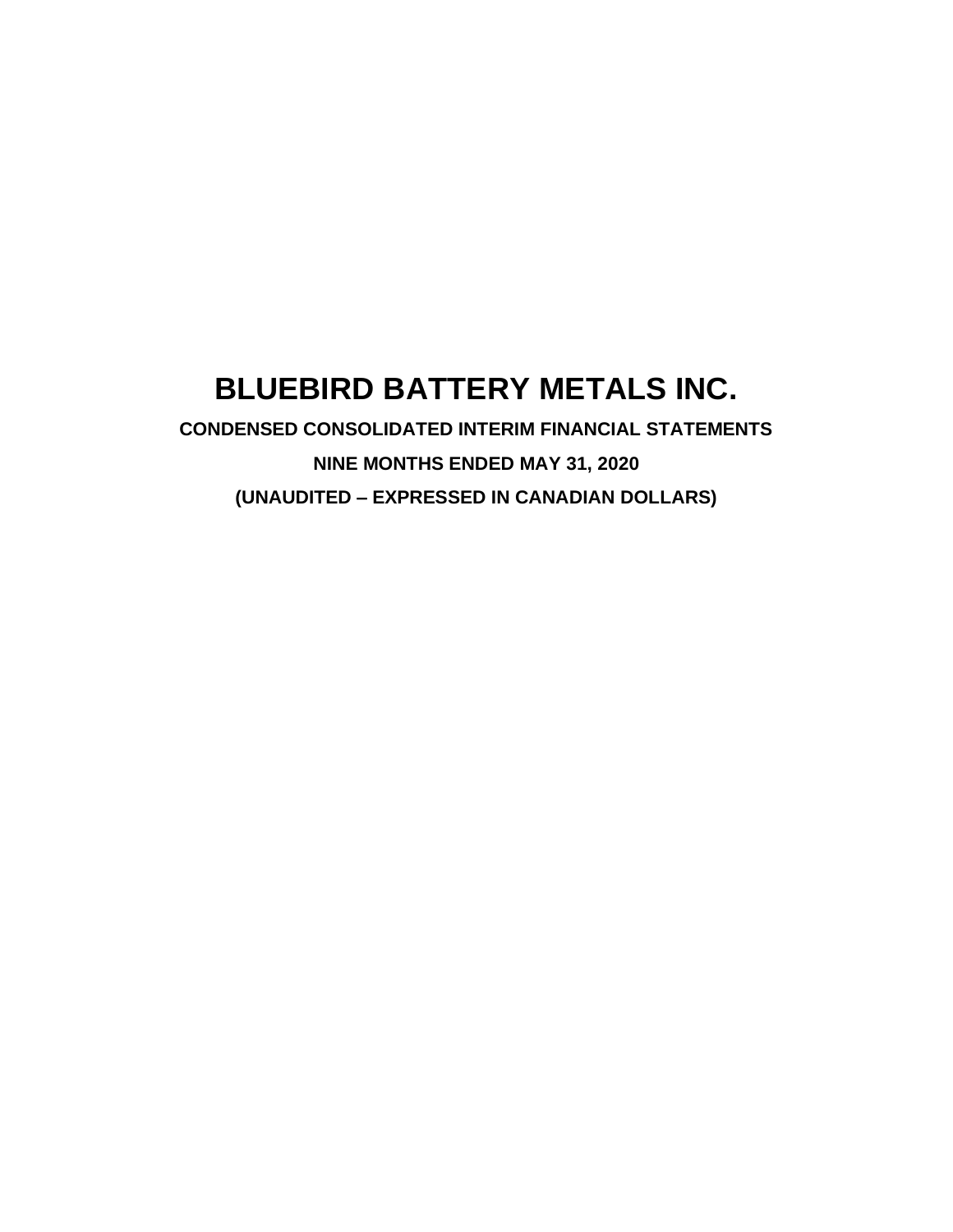# BLUEBIRD BATTERY METALS INC.

**CONDENSED CONSOLIDATED INTERIM FINANCIAL STATEMENTS**

**NINE MONTHS ENDED MAY 31, 2020**

**(UNAUDITED – EXPRESSED IN CANADIAN DOLLARS)**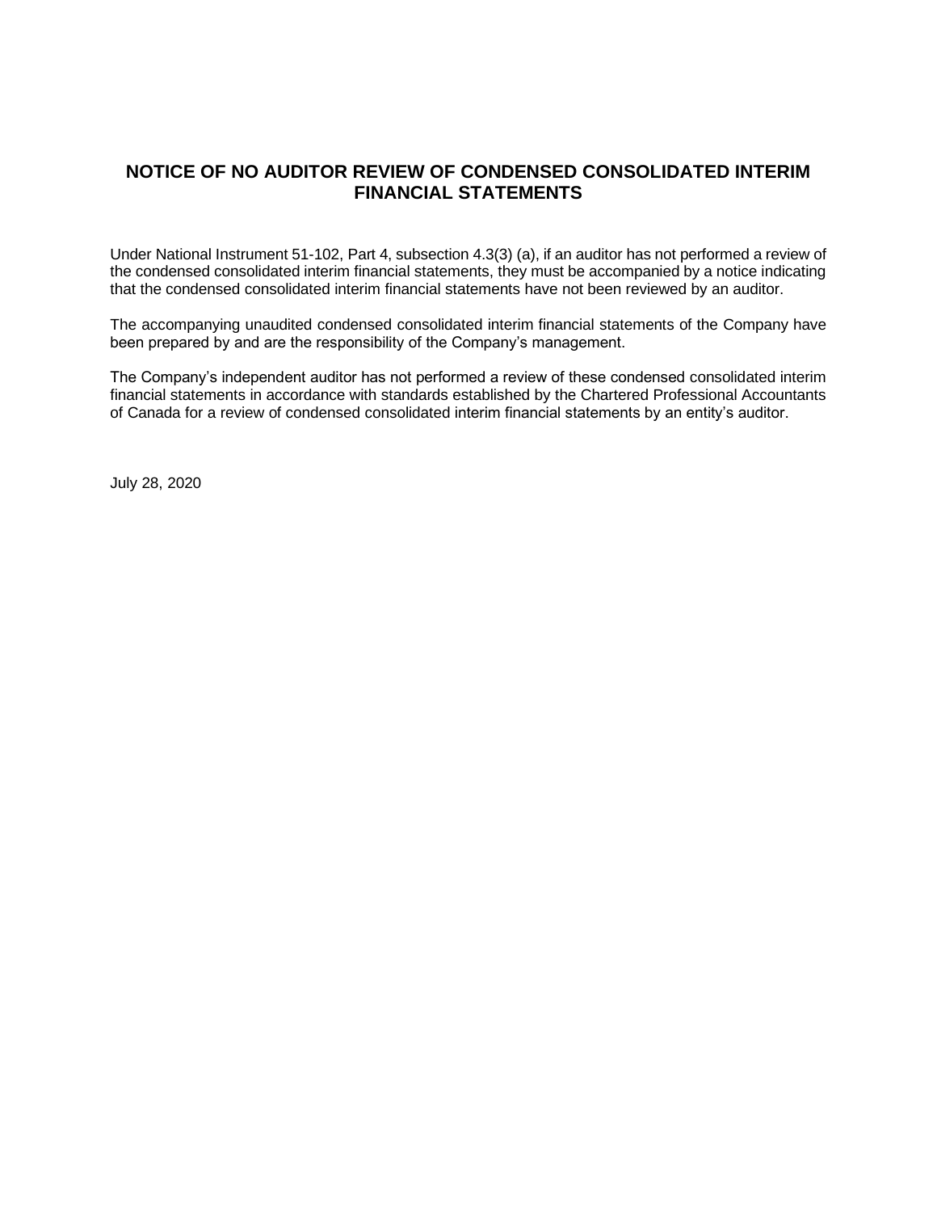# NOTICE OF NO AUDITOR REVIEW OF CONDENSED CONSOLIDATED INTERIM FINANCIAL STATEMENTS

Under National Instrument 51-102, Part 4, subsection 4.3(3) (a), if an auditor has not performed a review of the condensed consolidated interim financial statements, they must be accompanied by a notice indicating that the condensed consolidated interim financial statements have not been reviewed by an auditor.

The accompanying unaudited condensed consolidated interim financial statements of the Company have been prepared by and are the responsibility of the Company's management.

The Company's independent auditor has not performed a review of these condensed consolidated interim financial statements in accordance with standards established by the Chartered Professional Accountants of Canada for a review of condensed consolidated interim financial statements by an entity's auditor.

July 28, 2020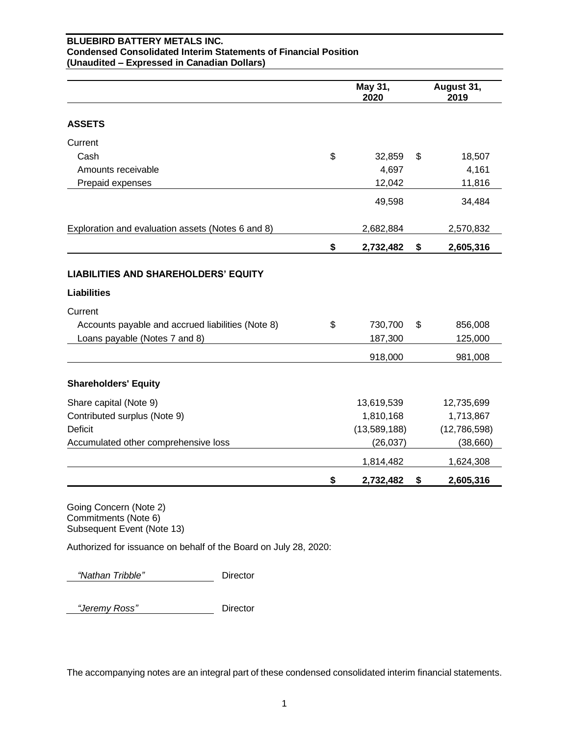**BLUEBIRD BATTERY METALS INC.**
**Condensed Consolidated Interim Statements of Financial Position**
**(Unaudited – Expressed in Canadian Dollars)**

| | May 31, 2020 | August 31, 2019 |
|---|---|---|
| **ASSETS** | | |
| Current | | |
| Cash | $ 32,859 | $ 18,507 |
| Amounts receivable | 4,697 | 4,161 |
| Prepaid expenses | 12,042 | 11,816 |
| | 49,598 | 34,484 |
| Exploration and evaluation assets (Notes 6 and 8) | 2,682,884 | 2,570,832 |
| | **$ 2,732,482** | **$ 2,605,316** |
| **LIABILITIES AND SHAREHOLDERS' EQUITY** | | |
| **Liabilities** | | |
| Current | | |
| Accounts payable and accrued liabilities (Note 8) | $ 730,700 | $ 856,008 |
| Loans payable (Notes 7 and 8) | 187,300 | 125,000 |
| | 918,000 | 981,008 |
| **Shareholders' Equity** | | |
| Share capital (Note 9) | 13,619,539 | 12,735,699 |
| Contributed surplus (Note 9) | 1,810,168 | 1,713,867 |
| Deficit | (13,589,188) | (12,786,598) |
| Accumulated other comprehensive loss | (26,037) | (38,660) |
| | 1,814,482 | 1,624,308 |
| | **$ 2,732,482** | **$ 2,605,316** |

Going Concern (Note 2)
Commitments (Note 6)
Subsequent Event (Note 13)

Authorized for issuance on behalf of the Board on July 28, 2020:

*"Nathan Tribble"* Director

*"Jeremy Ross"* Director

The accompanying notes are an integral part of these condensed consolidated interim financial statements.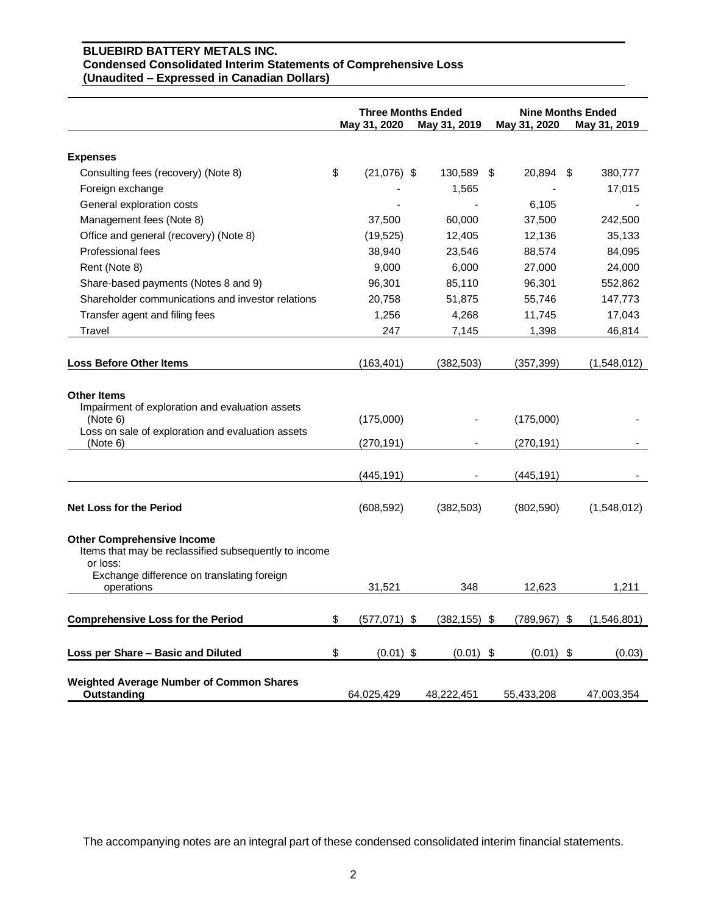**BLUEBIRD BATTERY METALS INC.**
**Condensed Consolidated Interim Statements of Comprehensive Loss**
**(Unaudited – Expressed in Canadian Dollars)**

| | Three Months Ended | | Nine Months Ended | |
|---|---|---|---|---|
| | May 31, 2020 | May 31, 2019 | May 31, 2020 | May 31, 2019 |
| **Expenses** | | | | |
| Consulting fees (recovery) (Note 8) | $ (21,076) | $ 130,589 | $ 20,894 | $ 380,777 |
| Foreign exchange | - | 1,565 | - | 17,015 |
| General exploration costs | - | - | 6,105 | - |
| Management fees (Note 8) | 37,500 | 60,000 | 37,500 | 242,500 |
| Office and general (recovery) (Note 8) | (19,525) | 12,405 | 12,136 | 35,133 |
| Professional fees | 38,940 | 23,546 | 88,574 | 84,095 |
| Rent (Note 8) | 9,000 | 6,000 | 27,000 | 24,000 |
| Share-based payments (Notes 8 and 9) | 96,301 | 85,110 | 96,301 | 552,862 |
| Shareholder communications and investor relations | 20,758 | 51,875 | 55,746 | 147,773 |
| Transfer agent and filing fees | 1,256 | 4,268 | 11,745 | 17,043 |
| Travel | 247 | 7,145 | 1,398 | 46,814 |
| **Loss Before Other Items** | (163,401) | (382,503) | (357,399) | (1,548,012) |
| **Other Items** | | | | |
| Impairment of exploration and evaluation assets (Note 6) | (175,000) | - | (175,000) | - |
| Loss on sale of exploration and evaluation assets (Note 6) | (270,191) | - | (270,191) | - |
| | (445,191) | - | (445,191) | - |
| **Net Loss for the Period** | (608,592) | (382,503) | (802,590) | (1,548,012) |
| **Other Comprehensive Income** | | | | |
| Items that may be reclassified subsequently to income or loss: | | | | |
| Exchange difference on translating foreign operations | 31,521 | 348 | 12,623 | 1,211 |
| **Comprehensive Loss for the Period** | $ (577,071) | $ (382,155) | $ (789,967) | $ (1,546,801) |
| **Loss per Share – Basic and Diluted** | $ (0.01) | $ (0.01) | $ (0.01) | $ (0.03) |
| **Weighted Average Number of Common Shares Outstanding** | 64,025,429 | 48,222,451 | 55,433,208 | 47,003,354 |

The accompanying notes are an integral part of these condensed consolidated interim financial statements.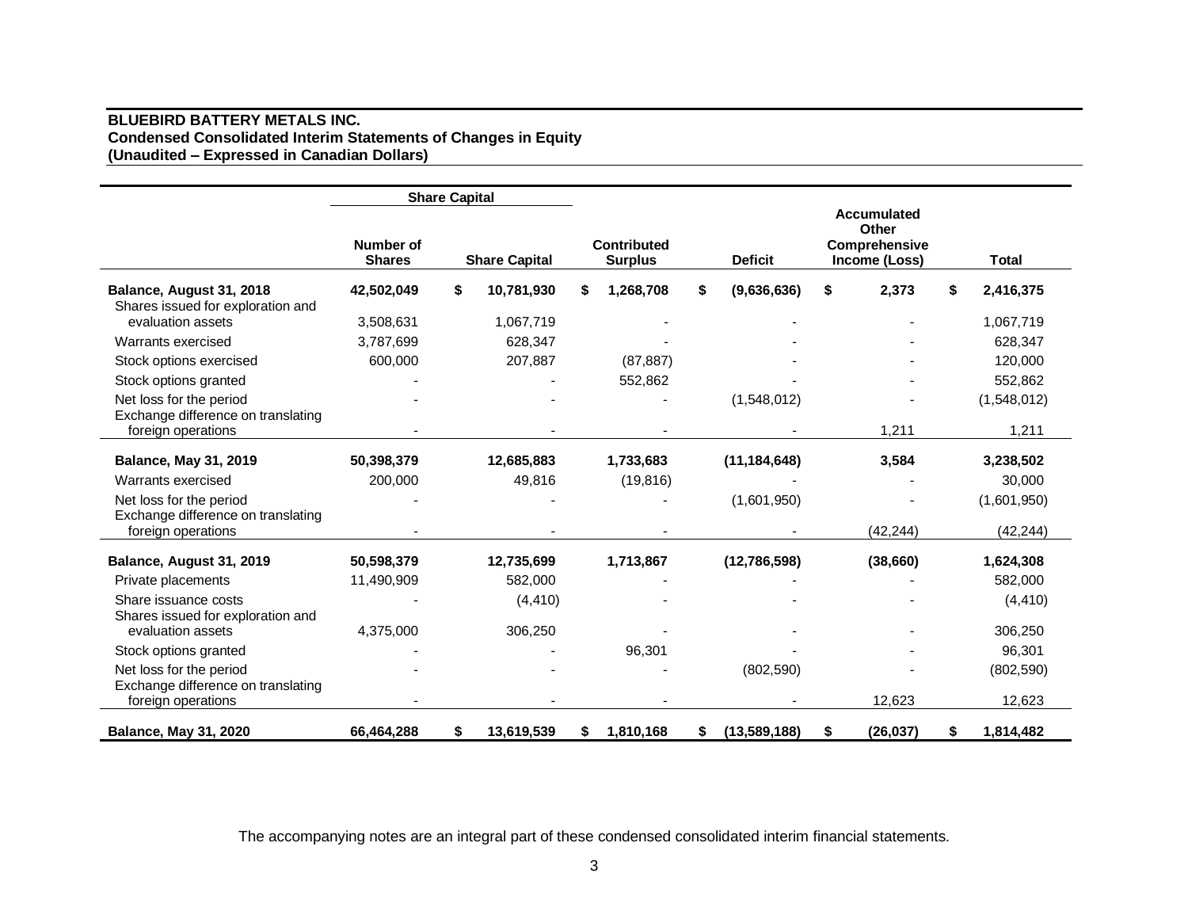**BLUEBIRD BATTERY METALS INC.**
**Condensed Consolidated Interim Statements of Changes in Equity**
**(Unaudited – Expressed in Canadian Dollars)**

| | Share Capital | | | | | |
|---|---|---|---|---|---|---|
| | Number of Shares | Share Capital | Contributed Surplus | Deficit | Accumulated Other Comprehensive Income (Loss) | Total |
| **Balance, August 31, 2018** | **42,502,049** | **$ 10,781,930** | **$ 1,268,708** | **$ (9,636,636)** | **$ 2,373** | **$ 2,416,375** |
| Shares issued for exploration and evaluation assets | 3,508,631 | 1,067,719 | - | - | - | 1,067,719 |
| Warrants exercised | 3,787,699 | 628,347 | - | - | - | 628,347 |
| Stock options exercised | 600,000 | 207,887 | (87,887) | - | - | 120,000 |
| Stock options granted | - | - | 552,862 | - | - | 552,862 |
| Net loss for the period | - | - | - | (1,548,012) | - | (1,548,012) |
| Exchange difference on translating foreign operations | - | - | - | - | 1,211 | 1,211 |
| **Balance, May 31, 2019** | **50,398,379** | **12,685,883** | **1,733,683** | **(11,184,648)** | **3,584** | **3,238,502** |
| Warrants exercised | 200,000 | 49,816 | (19,816) | - | - | 30,000 |
| Net loss for the period | - | - | - | (1,601,950) | - | (1,601,950) |
| Exchange difference on translating foreign operations | - | - | - | - | (42,244) | (42,244) |
| **Balance, August 31, 2019** | **50,598,379** | **12,735,699** | **1,713,867** | **(12,786,598)** | **(38,660)** | **1,624,308** |
| Private placements | 11,490,909 | 582,000 | - | - | - | 582,000 |
| Share issuance costs | - | (4,410) | - | - | - | (4,410) |
| Shares issued for exploration and evaluation assets | 4,375,000 | 306,250 | - | - | - | 306,250 |
| Stock options granted | - | - | 96,301 | - | - | 96,301 |
| Net loss for the period | - | - | - | (802,590) | - | (802,590) |
| Exchange difference on translating foreign operations | - | - | - | - | 12,623 | 12,623 |
| **Balance, May 31, 2020** | **66,464,288** | **$ 13,619,539** | **$ 1,810,168** | **$ (13,589,188)** | **$ (26,037)** | **$ 1,814,482** |

The accompanying notes are an integral part of these condensed consolidated interim financial statements.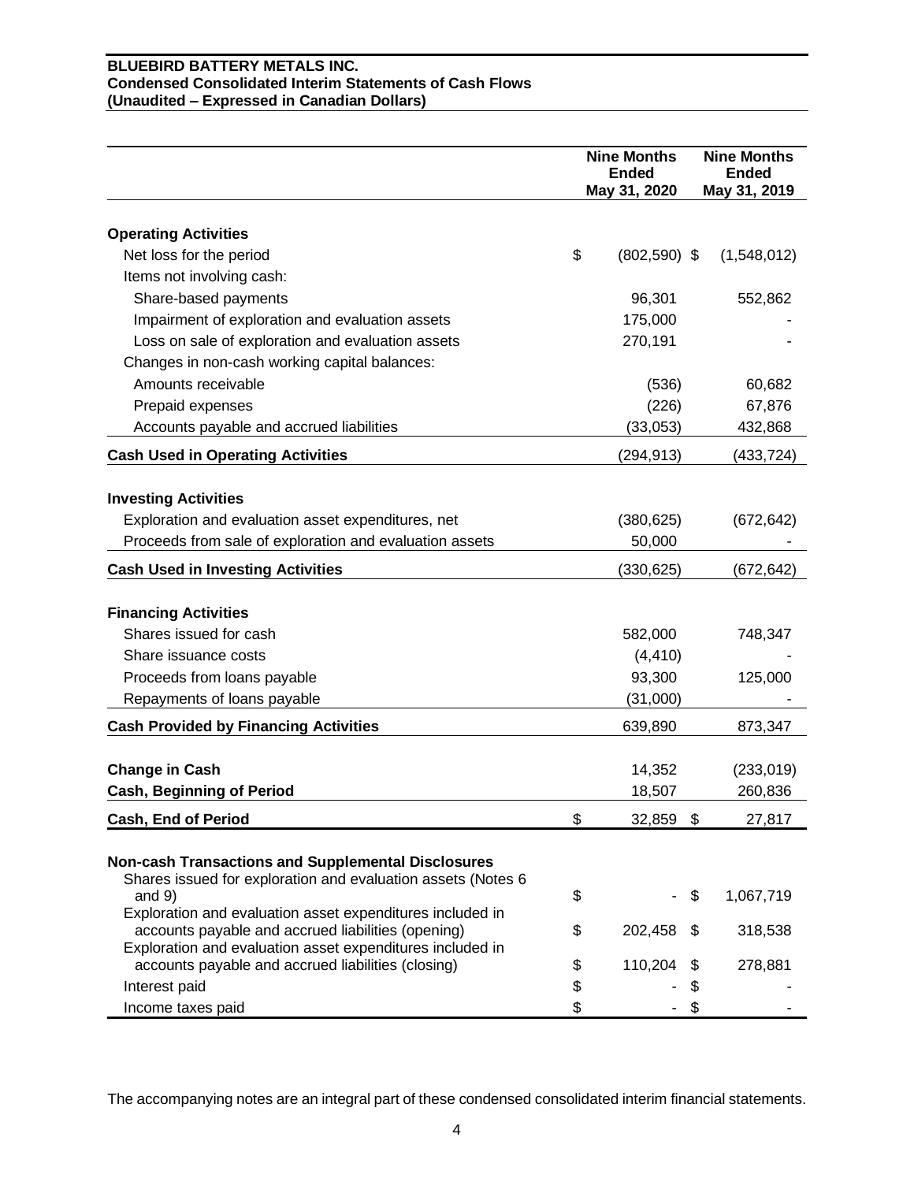**BLUEBIRD BATTERY METALS INC.**
**Condensed Consolidated Interim Statements of Cash Flows**
**(Unaudited – Expressed in Canadian Dollars)**

| | Nine Months Ended May 31, 2020 | Nine Months Ended May 31, 2019 |
|---|---|---|
| **Operating Activities** | | |
| Net loss for the period | $ (802,590) | $ (1,548,012) |
| Items not involving cash: | | |
| Share-based payments | 96,301 | 552,862 |
| Impairment of exploration and evaluation assets | 175,000 | - |
| Loss on sale of exploration and evaluation assets | 270,191 | - |
| Changes in non-cash working capital balances: | | |
| Amounts receivable | (536) | 60,682 |
| Prepaid expenses | (226) | 67,876 |
| Accounts payable and accrued liabilities | (33,053) | 432,868 |
| **Cash Used in Operating Activities** | (294,913) | (433,724) |
| **Investing Activities** | | |
| Exploration and evaluation asset expenditures, net | (380,625) | (672,642) |
| Proceeds from sale of exploration and evaluation assets | 50,000 | - |
| **Cash Used in Investing Activities** | (330,625) | (672,642) |
| **Financing Activities** | | |
| Shares issued for cash | 582,000 | 748,347 |
| Share issuance costs | (4,410) | - |
| Proceeds from loans payable | 93,300 | 125,000 |
| Repayments of loans payable | (31,000) | - |
| **Cash Provided by Financing Activities** | 639,890 | 873,347 |
| **Change in Cash** | 14,352 | (233,019) |
| **Cash, Beginning of Period** | 18,507 | 260,836 |
| **Cash, End of Period** | $ 32,859 | $ 27,817 |
| **Non-cash Transactions and Supplemental Disclosures** | | |
| Shares issued for exploration and evaluation assets (Notes 6 and 9) | $ - | $ 1,067,719 |
| Exploration and evaluation asset expenditures included in accounts payable and accrued liabilities (opening) | $ 202,458 | $ 318,538 |
| Exploration and evaluation asset expenditures included in accounts payable and accrued liabilities (closing) | $ 110,204 | $ 278,881 |
| Interest paid | $ - | $ - |
| Income taxes paid | $ - | $ - |

The accompanying notes are an integral part of these condensed consolidated interim financial statements.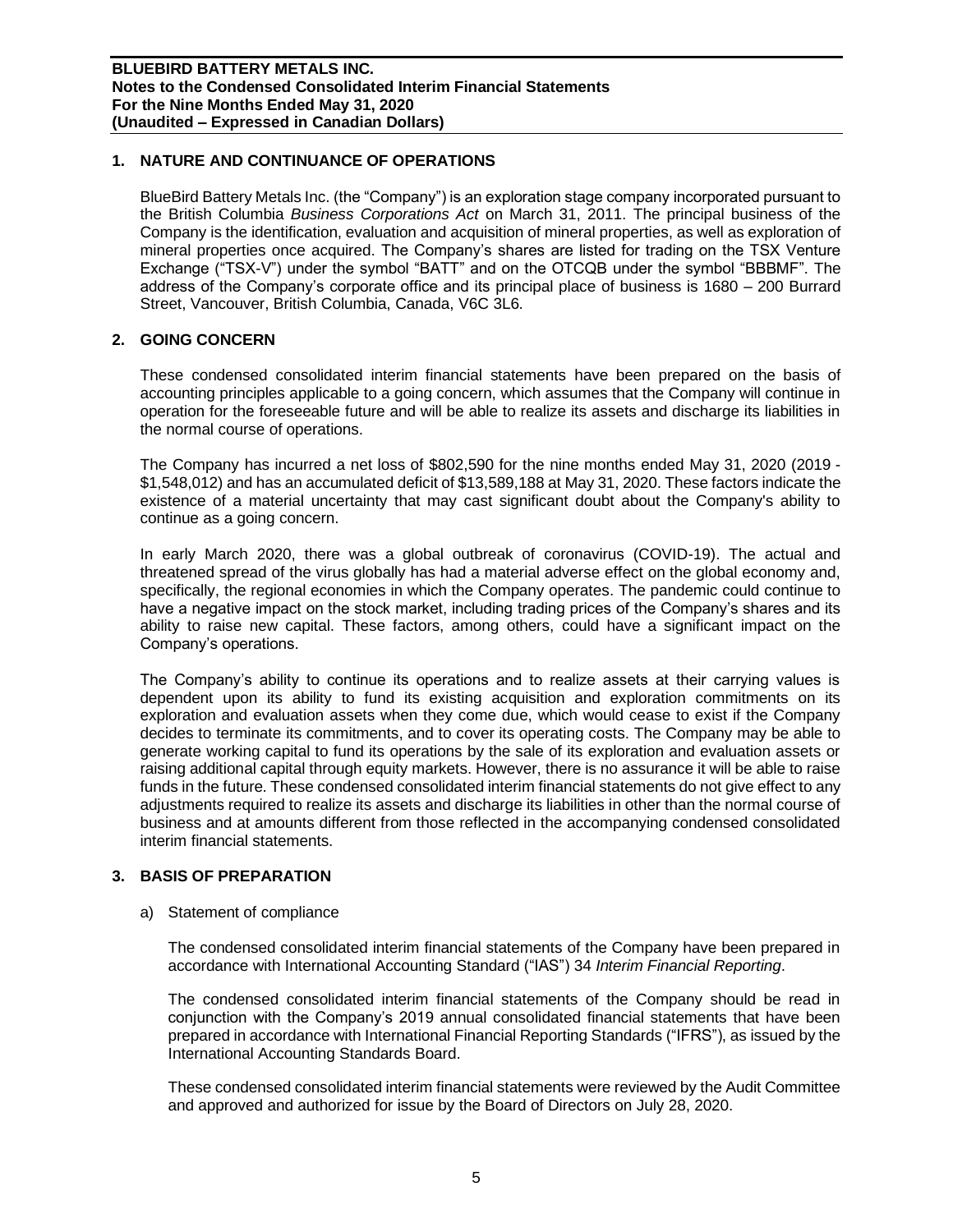## 1. NATURE AND CONTINUANCE OF OPERATIONS

BlueBird Battery Metals Inc. (the "Company") is an exploration stage company incorporated pursuant to the British Columbia *Business Corporations Act* on March 31, 2011. The principal business of the Company is the identification, evaluation and acquisition of mineral properties, as well as exploration of mineral properties once acquired. The Company's shares are listed for trading on the TSX Venture Exchange ("TSX-V") under the symbol "BATT" and on the OTCQB under the symbol "BBBMF". The address of the Company's corporate office and its principal place of business is 1680 – 200 Burrard Street, Vancouver, British Columbia, Canada, V6C 3L6.

## 2. GOING CONCERN

These condensed consolidated interim financial statements have been prepared on the basis of accounting principles applicable to a going concern, which assumes that the Company will continue in operation for the foreseeable future and will be able to realize its assets and discharge its liabilities in the normal course of operations.

The Company has incurred a net loss of $802,590 for the nine months ended May 31, 2020 (2019 - $1,548,012) and has an accumulated deficit of $13,589,188 at May 31, 2020. These factors indicate the existence of a material uncertainty that may cast significant doubt about the Company's ability to continue as a going concern.

In early March 2020, there was a global outbreak of coronavirus (COVID-19). The actual and threatened spread of the virus globally has had a material adverse effect on the global economy and, specifically, the regional economies in which the Company operates. The pandemic could continue to have a negative impact on the stock market, including trading prices of the Company's shares and its ability to raise new capital. These factors, among others, could have a significant impact on the Company's operations.

The Company's ability to continue its operations and to realize assets at their carrying values is dependent upon its ability to fund its existing acquisition and exploration commitments on its exploration and evaluation assets when they come due, which would cease to exist if the Company decides to terminate its commitments, and to cover its operating costs. The Company may be able to generate working capital to fund its operations by the sale of its exploration and evaluation assets or raising additional capital through equity markets. However, there is no assurance it will be able to raise funds in the future. These condensed consolidated interim financial statements do not give effect to any adjustments required to realize its assets and discharge its liabilities in other than the normal course of business and at amounts different from those reflected in the accompanying condensed consolidated interim financial statements.

## 3. BASIS OF PREPARATION

a) Statement of compliance

The condensed consolidated interim financial statements of the Company have been prepared in accordance with International Accounting Standard ("IAS") 34 *Interim Financial Reporting*.

The condensed consolidated interim financial statements of the Company should be read in conjunction with the Company's 2019 annual consolidated financial statements that have been prepared in accordance with International Financial Reporting Standards ("IFRS"), as issued by the International Accounting Standards Board.

These condensed consolidated interim financial statements were reviewed by the Audit Committee and approved and authorized for issue by the Board of Directors on July 28, 2020.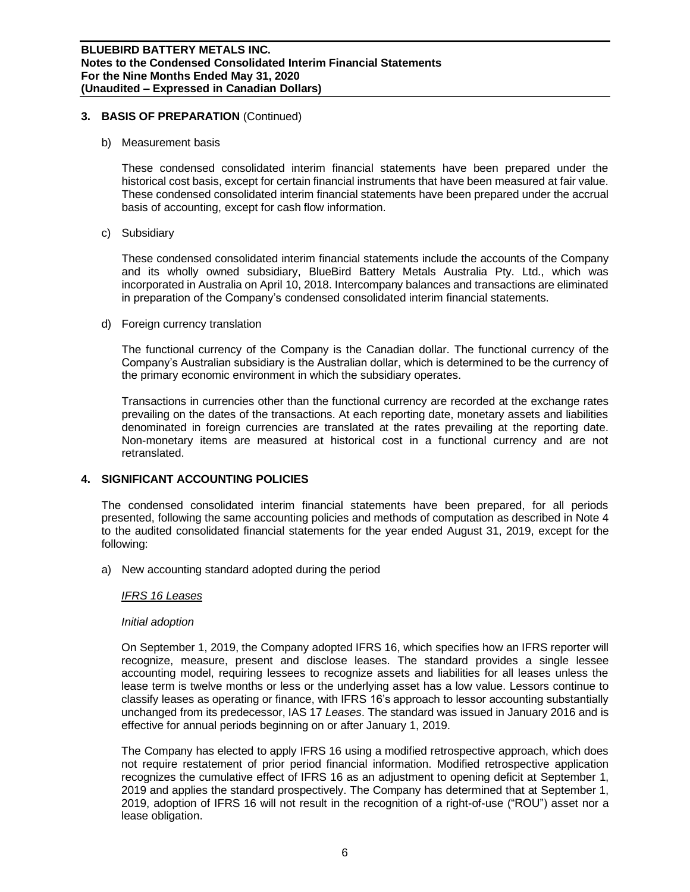## 3. BASIS OF PREPARATION (Continued)

b) Measurement basis

These condensed consolidated interim financial statements have been prepared under the historical cost basis, except for certain financial instruments that have been measured at fair value. These condensed consolidated interim financial statements have been prepared under the accrual basis of accounting, except for cash flow information.

c) Subsidiary

These condensed consolidated interim financial statements include the accounts of the Company and its wholly owned subsidiary, BlueBird Battery Metals Australia Pty. Ltd., which was incorporated in Australia on April 10, 2018. Intercompany balances and transactions are eliminated in preparation of the Company's condensed consolidated interim financial statements.

d) Foreign currency translation

The functional currency of the Company is the Canadian dollar. The functional currency of the Company's Australian subsidiary is the Australian dollar, which is determined to be the currency of the primary economic environment in which the subsidiary operates.

Transactions in currencies other than the functional currency are recorded at the exchange rates prevailing on the dates of the transactions. At each reporting date, monetary assets and liabilities denominated in foreign currencies are translated at the rates prevailing at the reporting date. Non-monetary items are measured at historical cost in a functional currency and are not retranslated.

## 4. SIGNIFICANT ACCOUNTING POLICIES

The condensed consolidated interim financial statements have been prepared, for all periods presented, following the same accounting policies and methods of computation as described in Note 4 to the audited consolidated financial statements for the year ended August 31, 2019, except for the following:

a) New accounting standard adopted during the period

*IFRS 16 Leases*

*Initial adoption*

On September 1, 2019, the Company adopted IFRS 16, which specifies how an IFRS reporter will recognize, measure, present and disclose leases. The standard provides a single lessee accounting model, requiring lessees to recognize assets and liabilities for all leases unless the lease term is twelve months or less or the underlying asset has a low value. Lessors continue to classify leases as operating or finance, with IFRS 16's approach to lessor accounting substantially unchanged from its predecessor, IAS 17 *Leases*. The standard was issued in January 2016 and is effective for annual periods beginning on or after January 1, 2019.

The Company has elected to apply IFRS 16 using a modified retrospective approach, which does not require restatement of prior period financial information. Modified retrospective application recognizes the cumulative effect of IFRS 16 as an adjustment to opening deficit at September 1, 2019 and applies the standard prospectively. The Company has determined that at September 1, 2019, adoption of IFRS 16 will not result in the recognition of a right-of-use ("ROU") asset nor a lease obligation.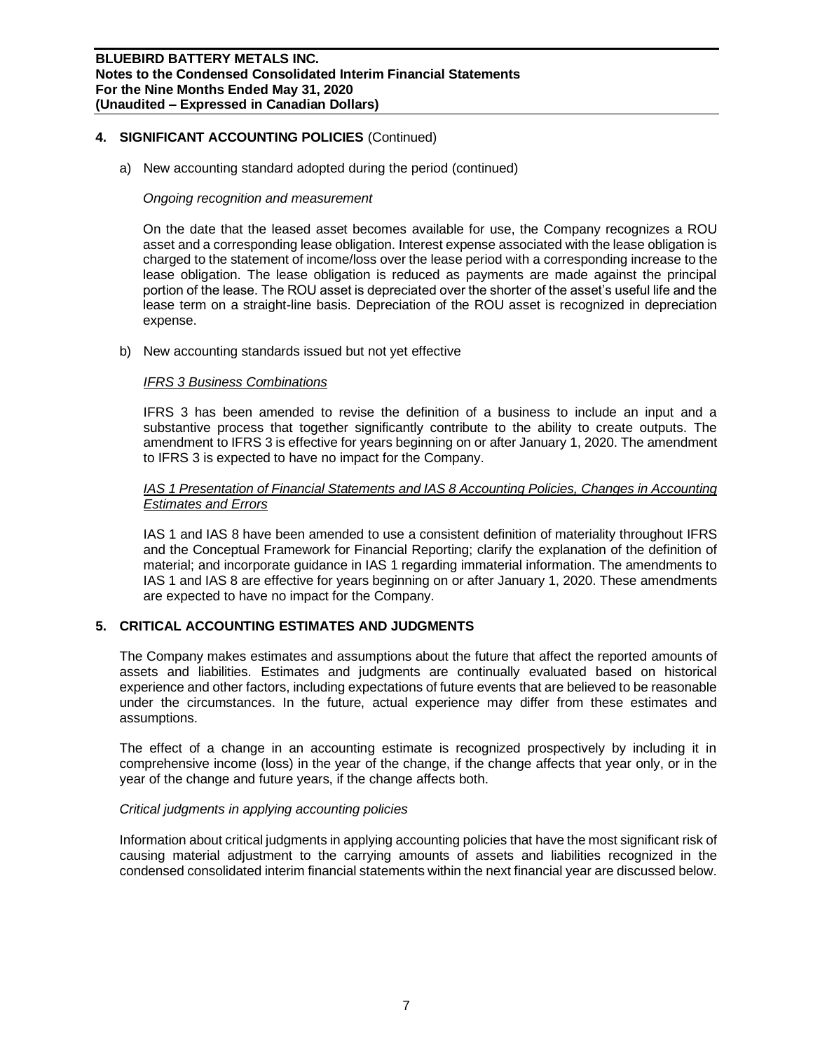## 4. SIGNIFICANT ACCOUNTING POLICIES (Continued)

a) New accounting standard adopted during the period (continued)

*Ongoing recognition and measurement*

On the date that the leased asset becomes available for use, the Company recognizes a ROU asset and a corresponding lease obligation. Interest expense associated with the lease obligation is charged to the statement of income/loss over the lease period with a corresponding increase to the lease obligation. The lease obligation is reduced as payments are made against the principal portion of the lease. The ROU asset is depreciated over the shorter of the asset's useful life and the lease term on a straight-line basis. Depreciation of the ROU asset is recognized in depreciation expense.

b) New accounting standards issued but not yet effective

*IFRS 3 Business Combinations*

IFRS 3 has been amended to revise the definition of a business to include an input and a substantive process that together significantly contribute to the ability to create outputs. The amendment to IFRS 3 is effective for years beginning on or after January 1, 2020. The amendment to IFRS 3 is expected to have no impact for the Company.

*IAS 1 Presentation of Financial Statements and IAS 8 Accounting Policies, Changes in Accounting Estimates and Errors*

IAS 1 and IAS 8 have been amended to use a consistent definition of materiality throughout IFRS and the Conceptual Framework for Financial Reporting; clarify the explanation of the definition of material; and incorporate guidance in IAS 1 regarding immaterial information. The amendments to IAS 1 and IAS 8 are effective for years beginning on or after January 1, 2020. These amendments are expected to have no impact for the Company.

## 5. CRITICAL ACCOUNTING ESTIMATES AND JUDGMENTS

The Company makes estimates and assumptions about the future that affect the reported amounts of assets and liabilities. Estimates and judgments are continually evaluated based on historical experience and other factors, including expectations of future events that are believed to be reasonable under the circumstances. In the future, actual experience may differ from these estimates and assumptions.

The effect of a change in an accounting estimate is recognized prospectively by including it in comprehensive income (loss) in the year of the change, if the change affects that year only, or in the year of the change and future years, if the change affects both.

*Critical judgments in applying accounting policies*

Information about critical judgments in applying accounting policies that have the most significant risk of causing material adjustment to the carrying amounts of assets and liabilities recognized in the condensed consolidated interim financial statements within the next financial year are discussed below.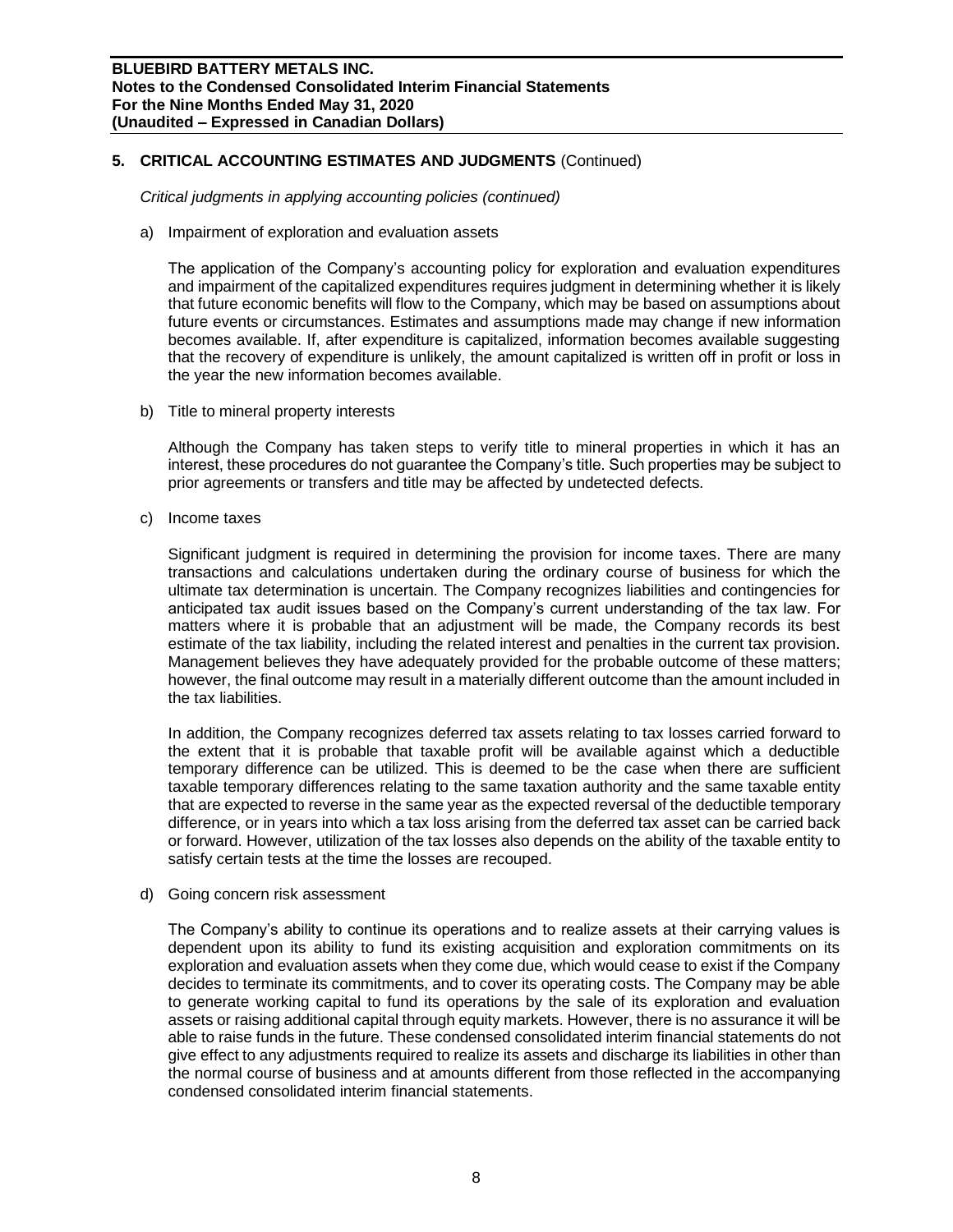## 5. CRITICAL ACCOUNTING ESTIMATES AND JUDGMENTS (Continued)

*Critical judgments in applying accounting policies (continued)*

a) Impairment of exploration and evaluation assets

The application of the Company's accounting policy for exploration and evaluation expenditures and impairment of the capitalized expenditures requires judgment in determining whether it is likely that future economic benefits will flow to the Company, which may be based on assumptions about future events or circumstances. Estimates and assumptions made may change if new information becomes available. If, after expenditure is capitalized, information becomes available suggesting that the recovery of expenditure is unlikely, the amount capitalized is written off in profit or loss in the year the new information becomes available.

b) Title to mineral property interests

Although the Company has taken steps to verify title to mineral properties in which it has an interest, these procedures do not guarantee the Company's title. Such properties may be subject to prior agreements or transfers and title may be affected by undetected defects.

c) Income taxes

Significant judgment is required in determining the provision for income taxes. There are many transactions and calculations undertaken during the ordinary course of business for which the ultimate tax determination is uncertain. The Company recognizes liabilities and contingencies for anticipated tax audit issues based on the Company's current understanding of the tax law. For matters where it is probable that an adjustment will be made, the Company records its best estimate of the tax liability, including the related interest and penalties in the current tax provision. Management believes they have adequately provided for the probable outcome of these matters; however, the final outcome may result in a materially different outcome than the amount included in the tax liabilities.

In addition, the Company recognizes deferred tax assets relating to tax losses carried forward to the extent that it is probable that taxable profit will be available against which a deductible temporary difference can be utilized. This is deemed to be the case when there are sufficient taxable temporary differences relating to the same taxation authority and the same taxable entity that are expected to reverse in the same year as the expected reversal of the deductible temporary difference, or in years into which a tax loss arising from the deferred tax asset can be carried back or forward. However, utilization of the tax losses also depends on the ability of the taxable entity to satisfy certain tests at the time the losses are recouped.

d) Going concern risk assessment

The Company's ability to continue its operations and to realize assets at their carrying values is dependent upon its ability to fund its existing acquisition and exploration commitments on its exploration and evaluation assets when they come due, which would cease to exist if the Company decides to terminate its commitments, and to cover its operating costs. The Company may be able to generate working capital to fund its operations by the sale of its exploration and evaluation assets or raising additional capital through equity markets. However, there is no assurance it will be able to raise funds in the future. These condensed consolidated interim financial statements do not give effect to any adjustments required to realize its assets and discharge its liabilities in other than the normal course of business and at amounts different from those reflected in the accompanying condensed consolidated interim financial statements.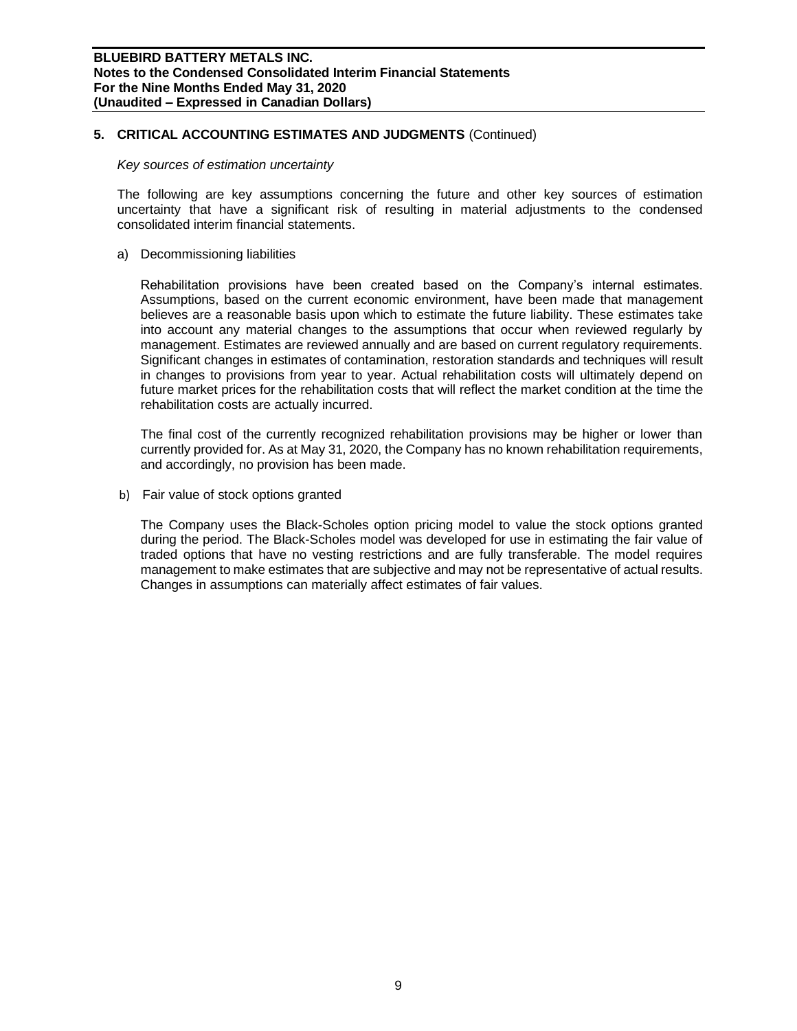## 5. CRITICAL ACCOUNTING ESTIMATES AND JUDGMENTS (Continued)

*Key sources of estimation uncertainty*

The following are key assumptions concerning the future and other key sources of estimation uncertainty that have a significant risk of resulting in material adjustments to the condensed consolidated interim financial statements.

a) Decommissioning liabilities

Rehabilitation provisions have been created based on the Company's internal estimates. Assumptions, based on the current economic environment, have been made that management believes are a reasonable basis upon which to estimate the future liability. These estimates take into account any material changes to the assumptions that occur when reviewed regularly by management. Estimates are reviewed annually and are based on current regulatory requirements. Significant changes in estimates of contamination, restoration standards and techniques will result in changes to provisions from year to year. Actual rehabilitation costs will ultimately depend on future market prices for the rehabilitation costs that will reflect the market condition at the time the rehabilitation costs are actually incurred.

The final cost of the currently recognized rehabilitation provisions may be higher or lower than currently provided for. As at May 31, 2020, the Company has no known rehabilitation requirements, and accordingly, no provision has been made.

b) Fair value of stock options granted

The Company uses the Black-Scholes option pricing model to value the stock options granted during the period. The Black-Scholes model was developed for use in estimating the fair value of traded options that have no vesting restrictions and are fully transferable. The model requires management to make estimates that are subjective and may not be representative of actual results. Changes in assumptions can materially affect estimates of fair values.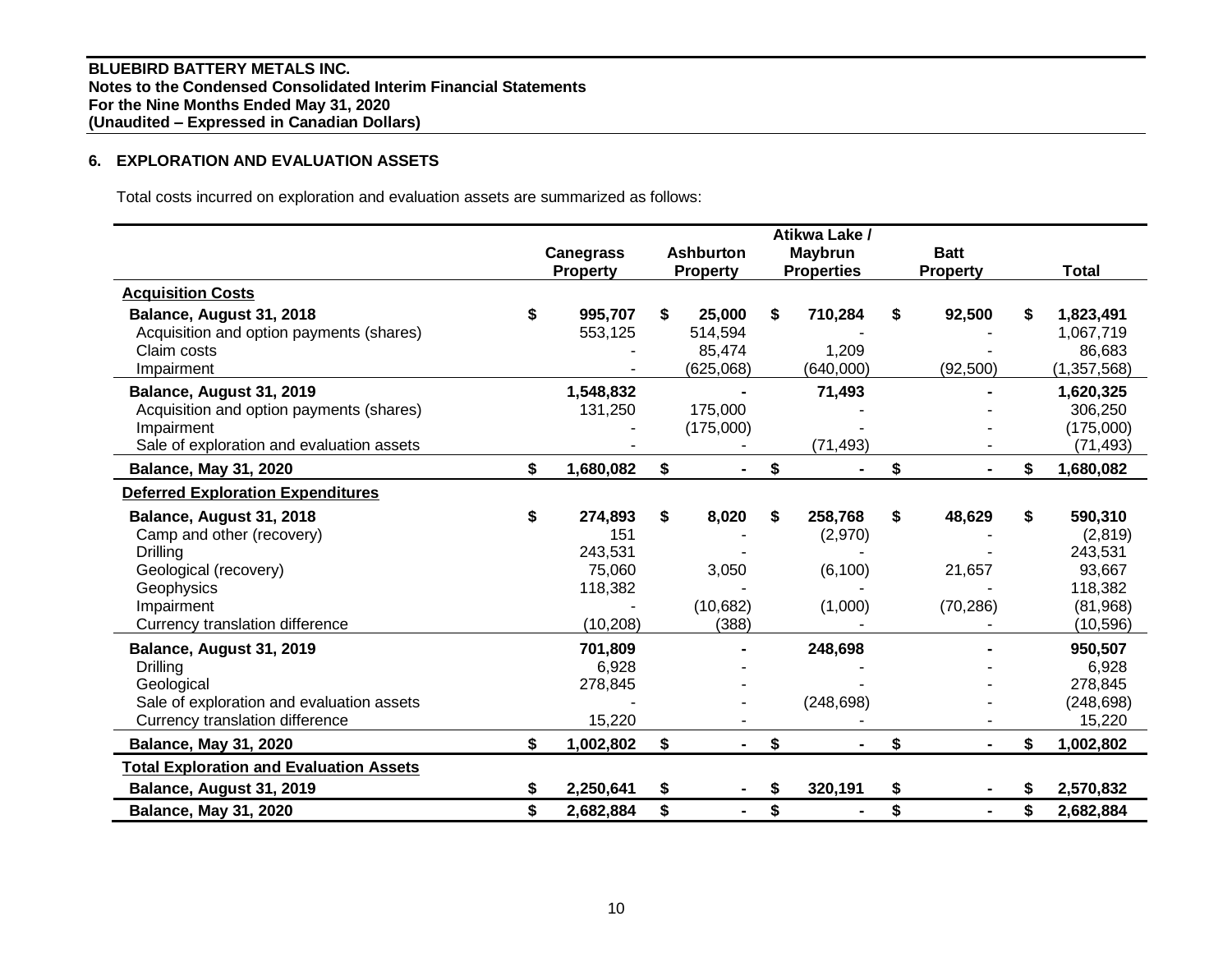BLUEBIRD BATTERY METALS INC.
Notes to the Condensed Consolidated Interim Financial Statements
For the Nine Months Ended May 31, 2020
(Unaudited – Expressed in Canadian Dollars)

## 6. EXPLORATION AND EVALUATION ASSETS

Total costs incurred on exploration and evaluation assets are summarized as follows:

| | Canegrass Property | Ashburton Property | Atikwa Lake / Maybrun Properties | Batt Property | Total |
|---|---|---|---|---|---|
| **Acquisition Costs** | | | | | |
| **Balance, August 31, 2018** | $ 995,707 | $ 25,000 | $ 710,284 | $ 92,500 | $ 1,823,491 |
| Acquisition and option payments (shares) | 553,125 | 514,594 | - | - | 1,067,719 |
| Claim costs | - | 85,474 | 1,209 | - | 86,683 |
| Impairment | - | (625,068) | (640,000) | (92,500) | (1,357,568) |
| **Balance, August 31, 2019** | 1,548,832 | - | 71,493 | - | 1,620,325 |
| Acquisition and option payments (shares) | 131,250 | 175,000 | - | - | 306,250 |
| Impairment | - | (175,000) | - | - | (175,000) |
| Sale of exploration and evaluation assets | - | - | (71,493) | - | (71,493) |
| **Balance, May 31, 2020** | $ 1,680,082 | $ - | $ - | $ - | $ 1,680,082 |
| **Deferred Exploration Expenditures** | | | | | |
| **Balance, August 31, 2018** | $ 274,893 | $ 8,020 | $ 258,768 | $ 48,629 | $ 590,310 |
| Camp and other (recovery) | 151 | - | (2,970) | - | (2,819) |
| Drilling | 243,531 | - | - | - | 243,531 |
| Geological (recovery) | 75,060 | 3,050 | (6,100) | 21,657 | 93,667 |
| Geophysics | 118,382 | - | - | - | 118,382 |
| Impairment | - | (10,682) | (1,000) | (70,286) | (81,968) |
| Currency translation difference | (10,208) | (388) | - | - | (10,596) |
| **Balance, August 31, 2019** | 701,809 | - | 248,698 | - | 950,507 |
| Drilling | 6,928 | - | - | - | 6,928 |
| Geological | 278,845 | - | - | - | 278,845 |
| Sale of exploration and evaluation assets | - | - | (248,698) | - | (248,698) |
| Currency translation difference | 15,220 | - | - | - | 15,220 |
| **Balance, May 31, 2020** | $ 1,002,802 | $ - | $ - | $ - | $ 1,002,802 |
| **Total Exploration and Evaluation Assets** | | | | | |
| **Balance, August 31, 2019** | $ 2,250,641 | $ - | $ 320,191 | $ - | $ 2,570,832 |
| **Balance, May 31, 2020** | $ 2,682,884 | $ - | $ - | $ - | $ 2,682,884 |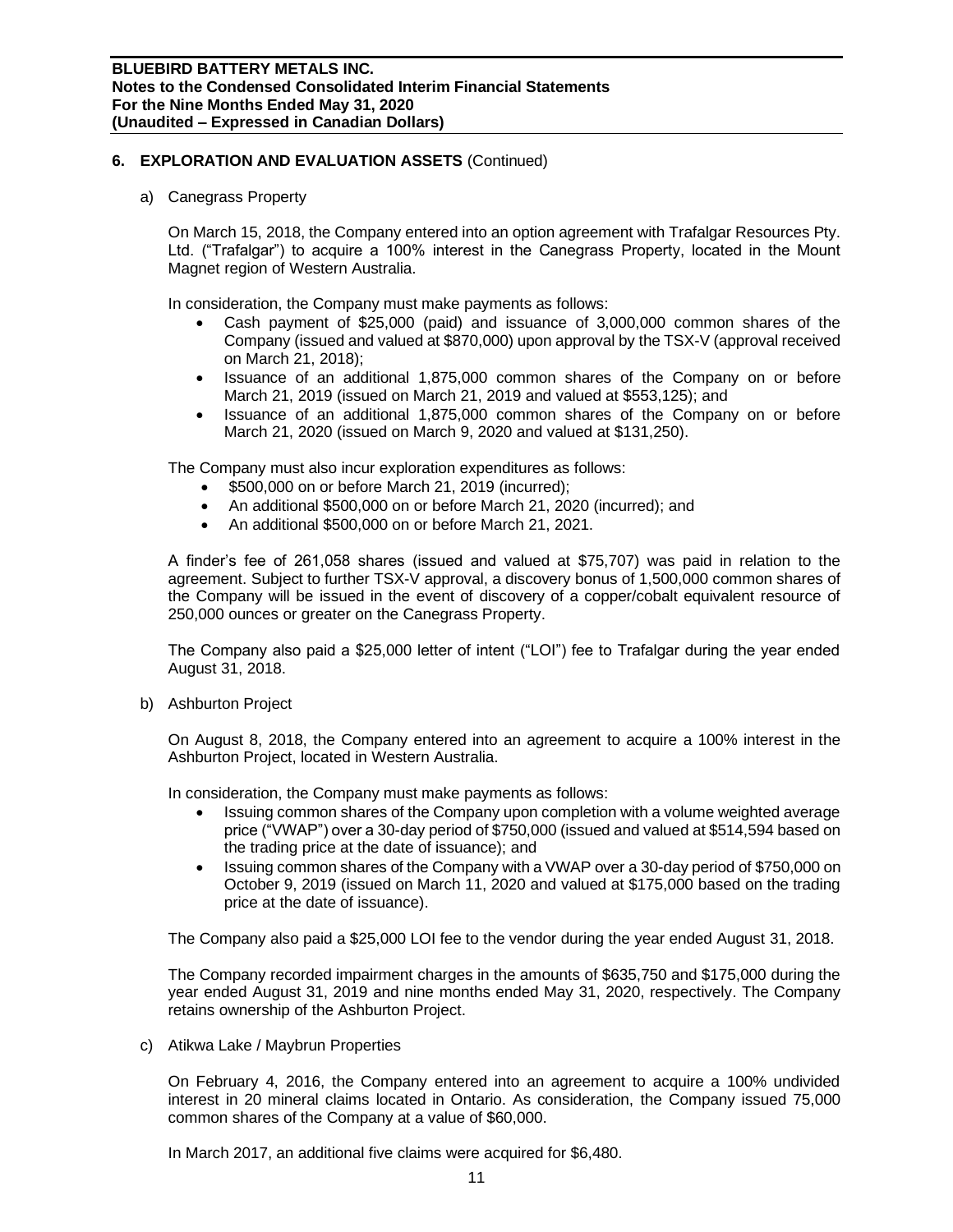## 6. EXPLORATION AND EVALUATION ASSETS (Continued)

a) Canegrass Property

On March 15, 2018, the Company entered into an option agreement with Trafalgar Resources Pty. Ltd. ("Trafalgar") to acquire a 100% interest in the Canegrass Property, located in the Mount Magnet region of Western Australia.

In consideration, the Company must make payments as follows:

- Cash payment of $25,000 (paid) and issuance of 3,000,000 common shares of the Company (issued and valued at $870,000) upon approval by the TSX-V (approval received on March 21, 2018);
- Issuance of an additional 1,875,000 common shares of the Company on or before March 21, 2019 (issued on March 21, 2019 and valued at $553,125); and
- Issuance of an additional 1,875,000 common shares of the Company on or before March 21, 2020 (issued on March 9, 2020 and valued at $131,250).

The Company must also incur exploration expenditures as follows:

- $500,000 on or before March 21, 2019 (incurred);
- An additional $500,000 on or before March 21, 2020 (incurred); and
- An additional $500,000 on or before March 21, 2021.

A finder's fee of 261,058 shares (issued and valued at $75,707) was paid in relation to the agreement. Subject to further TSX-V approval, a discovery bonus of 1,500,000 common shares of the Company will be issued in the event of discovery of a copper/cobalt equivalent resource of 250,000 ounces or greater on the Canegrass Property.

The Company also paid a $25,000 letter of intent ("LOI") fee to Trafalgar during the year ended August 31, 2018.

b) Ashburton Project

On August 8, 2018, the Company entered into an agreement to acquire a 100% interest in the Ashburton Project, located in Western Australia.

In consideration, the Company must make payments as follows:

- Issuing common shares of the Company upon completion with a volume weighted average price ("VWAP") over a 30-day period of $750,000 (issued and valued at $514,594 based on the trading price at the date of issuance); and
- Issuing common shares of the Company with a VWAP over a 30-day period of $750,000 on October 9, 2019 (issued on March 11, 2020 and valued at $175,000 based on the trading price at the date of issuance).

The Company also paid a $25,000 LOI fee to the vendor during the year ended August 31, 2018.

The Company recorded impairment charges in the amounts of $635,750 and $175,000 during the year ended August 31, 2019 and nine months ended May 31, 2020, respectively. The Company retains ownership of the Ashburton Project.

c) Atikwa Lake / Maybrun Properties

On February 4, 2016, the Company entered into an agreement to acquire a 100% undivided interest in 20 mineral claims located in Ontario. As consideration, the Company issued 75,000 common shares of the Company at a value of $60,000.

In March 2017, an additional five claims were acquired for $6,480.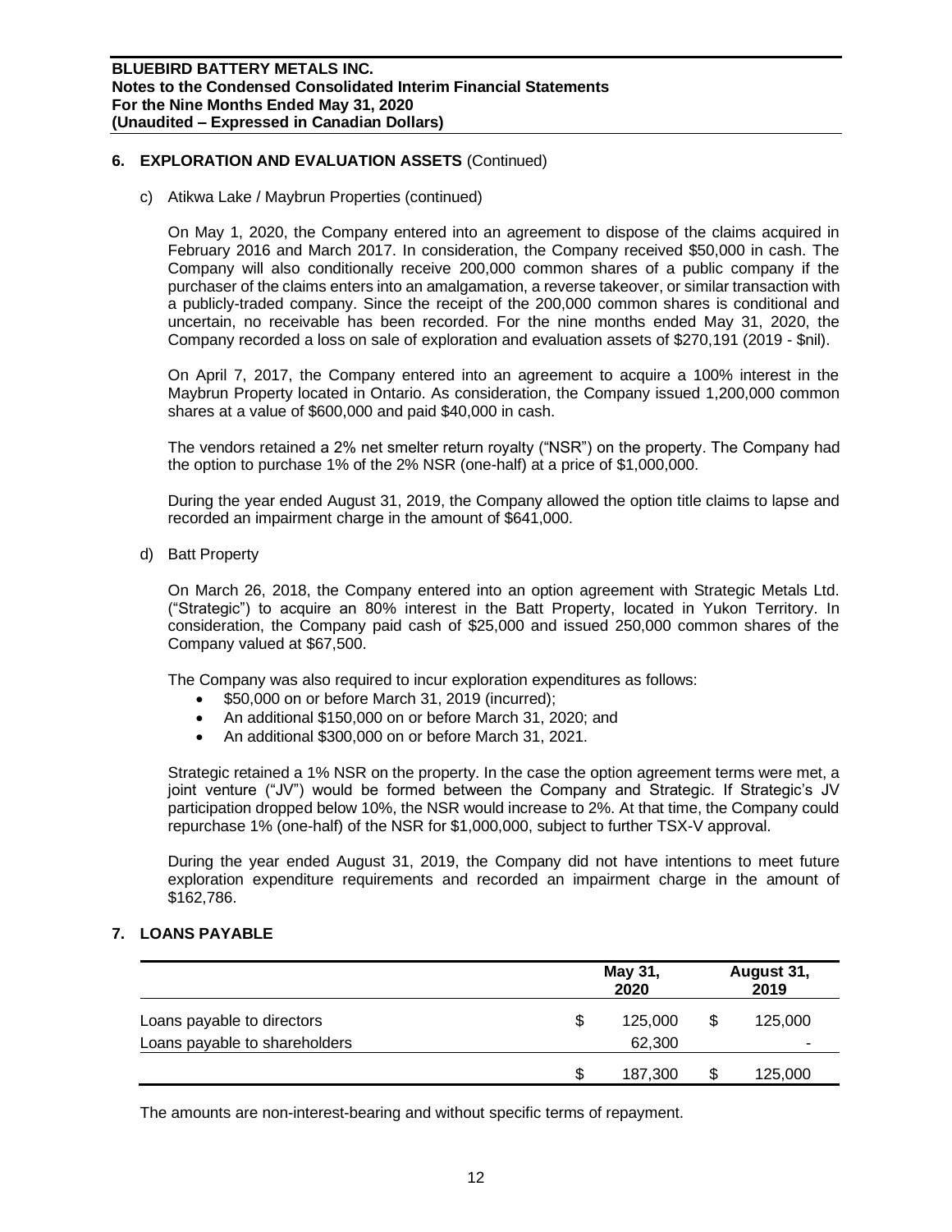## 6. EXPLORATION AND EVALUATION ASSETS (Continued)

c) Atikwa Lake / Maybrun Properties (continued)

On May 1, 2020, the Company entered into an agreement to dispose of the claims acquired in February 2016 and March 2017. In consideration, the Company received $50,000 in cash. The Company will also conditionally receive 200,000 common shares of a public company if the purchaser of the claims enters into an amalgamation, a reverse takeover, or similar transaction with a publicly-traded company. Since the receipt of the 200,000 common shares is conditional and uncertain, no receivable has been recorded. For the nine months ended May 31, 2020, the Company recorded a loss on sale of exploration and evaluation assets of $270,191 (2019 - $nil).

On April 7, 2017, the Company entered into an agreement to acquire a 100% interest in the Maybrun Property located in Ontario. As consideration, the Company issued 1,200,000 common shares at a value of $600,000 and paid $40,000 in cash.

The vendors retained a 2% net smelter return royalty ("NSR") on the property. The Company had the option to purchase 1% of the 2% NSR (one-half) at a price of $1,000,000.

During the year ended August 31, 2019, the Company allowed the option title claims to lapse and recorded an impairment charge in the amount of $641,000.

d) Batt Property

On March 26, 2018, the Company entered into an option agreement with Strategic Metals Ltd. ("Strategic") to acquire an 80% interest in the Batt Property, located in Yukon Territory. In consideration, the Company paid cash of $25,000 and issued 250,000 common shares of the Company valued at $67,500.

The Company was also required to incur exploration expenditures as follows:

- $50,000 on or before March 31, 2019 (incurred);
- An additional $150,000 on or before March 31, 2020; and
- An additional $300,000 on or before March 31, 2021.

Strategic retained a 1% NSR on the property. In the case the option agreement terms were met, a joint venture ("JV") would be formed between the Company and Strategic. If Strategic's JV participation dropped below 10%, the NSR would increase to 2%. At that time, the Company could repurchase 1% (one-half) of the NSR for $1,000,000, subject to further TSX-V approval.

During the year ended August 31, 2019, the Company did not have intentions to meet future exploration expenditure requirements and recorded an impairment charge in the amount of $162,786.

## 7. LOANS PAYABLE

| | May 31, 2020 | August 31, 2019 |
|---|---|---|
| Loans payable to directors | $ 125,000 | $ 125,000 |
| Loans payable to shareholders | 62,300 | - |
| | $ 187,300 | $ 125,000 |

The amounts are non-interest-bearing and without specific terms of repayment.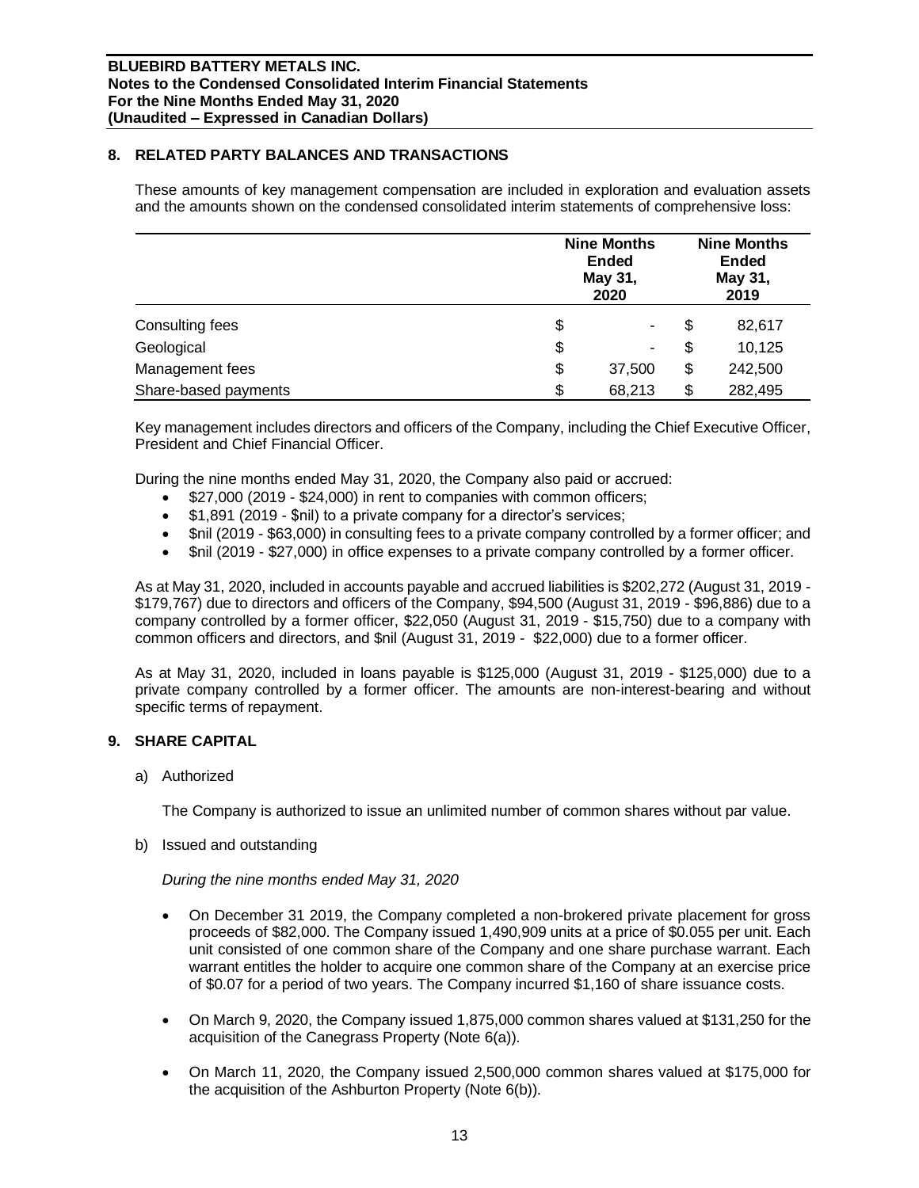## 8. RELATED PARTY BALANCES AND TRANSACTIONS

These amounts of key management compensation are included in exploration and evaluation assets and the amounts shown on the condensed consolidated interim statements of comprehensive loss:

| | Nine Months Ended May 31, 2020 | Nine Months Ended May 31, 2019 |
|---|---|---|
| Consulting fees | $ - | $ 82,617 |
| Geological | $ - | $ 10,125 |
| Management fees | $ 37,500 | $ 242,500 |
| Share-based payments | $ 68,213 | $ 282,495 |

Key management includes directors and officers of the Company, including the Chief Executive Officer, President and Chief Financial Officer.

During the nine months ended May 31, 2020, the Company also paid or accrued:

- $27,000 (2019 - $24,000) in rent to companies with common officers;
- $1,891 (2019 - $nil) to a private company for a director's services;
- $nil (2019 - $63,000) in consulting fees to a private company controlled by a former officer; and
- $nil (2019 - $27,000) in office expenses to a private company controlled by a former officer.

As at May 31, 2020, included in accounts payable and accrued liabilities is $202,272 (August 31, 2019 - $179,767) due to directors and officers of the Company, $94,500 (August 31, 2019 - $96,886) due to a company controlled by a former officer, $22,050 (August 31, 2019 - $15,750) due to a company with common officers and directors, and $nil (August 31, 2019 - $22,000) due to a former officer.

As at May 31, 2020, included in loans payable is $125,000 (August 31, 2019 - $125,000) due to a private company controlled by a former officer. The amounts are non-interest-bearing and without specific terms of repayment.

## 9. SHARE CAPITAL

a) Authorized

The Company is authorized to issue an unlimited number of common shares without par value.

b) Issued and outstanding

*During the nine months ended May 31, 2020*

- On December 31 2019, the Company completed a non-brokered private placement for gross proceeds of $82,000. The Company issued 1,490,909 units at a price of $0.055 per unit. Each unit consisted of one common share of the Company and one share purchase warrant. Each warrant entitles the holder to acquire one common share of the Company at an exercise price of $0.07 for a period of two years. The Company incurred $1,160 of share issuance costs.

- On March 9, 2020, the Company issued 1,875,000 common shares valued at $131,250 for the acquisition of the Canegrass Property (Note 6(a)).

- On March 11, 2020, the Company issued 2,500,000 common shares valued at $175,000 for the acquisition of the Ashburton Property (Note 6(b)).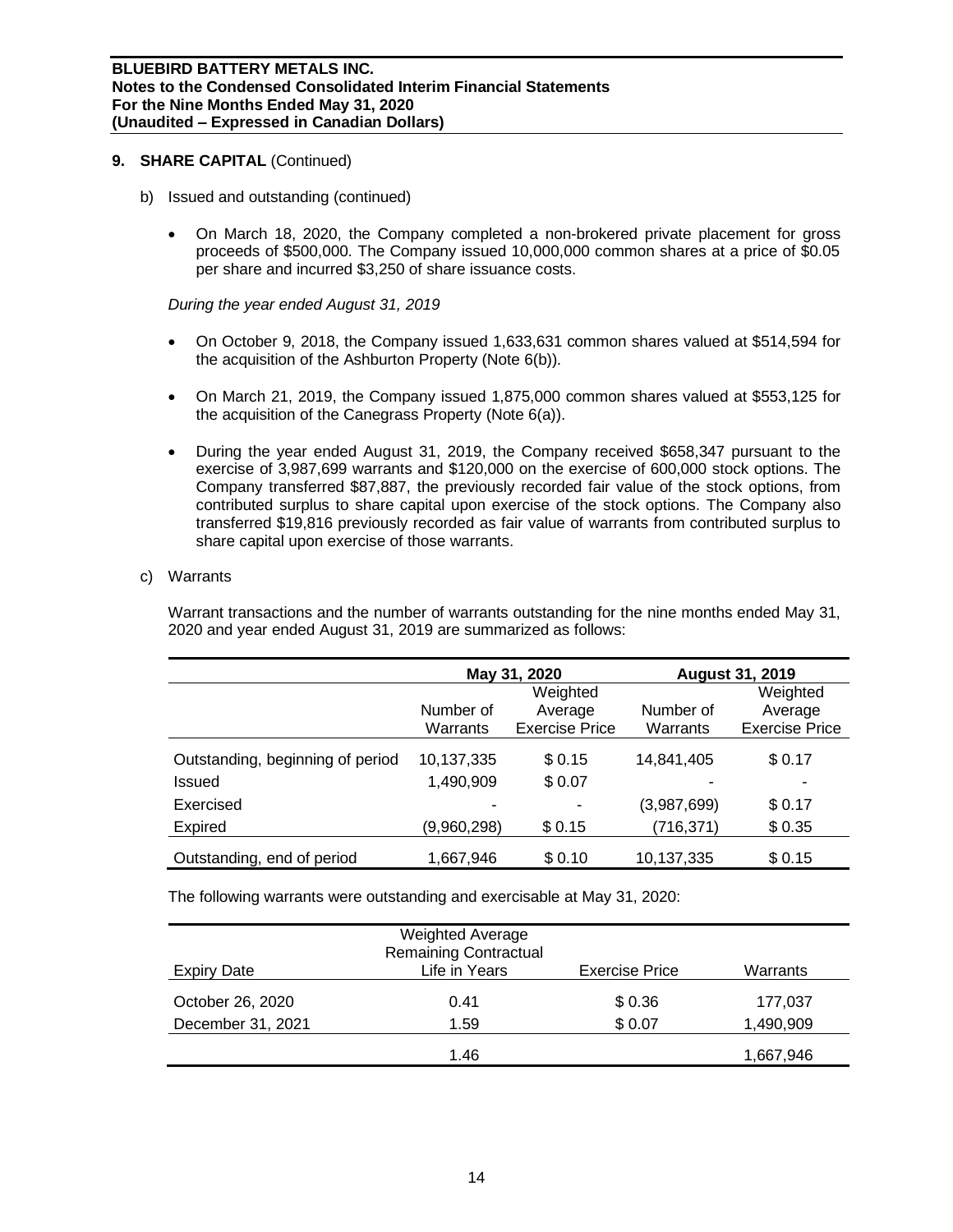## 9. SHARE CAPITAL (Continued)

b) Issued and outstanding (continued)

- On March 18, 2020, the Company completed a non-brokered private placement for gross proceeds of $500,000. The Company issued 10,000,000 common shares at a price of $0.05 per share and incurred $3,250 of share issuance costs.

*During the year ended August 31, 2019*

- On October 9, 2018, the Company issued 1,633,631 common shares valued at $514,594 for the acquisition of the Ashburton Property (Note 6(b)).
- On March 21, 2019, the Company issued 1,875,000 common shares valued at $553,125 for the acquisition of the Canegrass Property (Note 6(a)).
- During the year ended August 31, 2019, the Company received $658,347 pursuant to the exercise of 3,987,699 warrants and $120,000 on the exercise of 600,000 stock options. The Company transferred $87,887, the previously recorded fair value of the stock options, from contributed surplus to share capital upon exercise of the stock options. The Company also transferred $19,816 previously recorded as fair value of warrants from contributed surplus to share capital upon exercise of those warrants.

c) Warrants

Warrant transactions and the number of warrants outstanding for the nine months ended May 31, 2020 and year ended August 31, 2019 are summarized as follows:

| | May 31, 2020 | | August 31, 2019 | |
|---|---|---|---|---|
| | Number of Warrants | Weighted Average Exercise Price | Number of Warrants | Weighted Average Exercise Price |
| Outstanding, beginning of period | 10,137,335 | $ 0.15 | 14,841,405 | $ 0.17 |
| Issued | 1,490,909 | $ 0.07 | - | - |
| Exercised | - | - | (3,987,699) | $ 0.17 |
| Expired | (9,960,298) | $ 0.15 | (716,371) | $ 0.35 |
| Outstanding, end of period | 1,667,946 | $ 0.10 | 10,137,335 | $ 0.15 |

The following warrants were outstanding and exercisable at May 31, 2020:

| Expiry Date | Weighted Average Remaining Contractual Life in Years | Exercise Price | Warrants |
|---|---|---|---|
| October 26, 2020 | 0.41 | $ 0.36 | 177,037 |
| December 31, 2021 | 1.59 | $ 0.07 | 1,490,909 |
| | 1.46 | | 1,667,946 |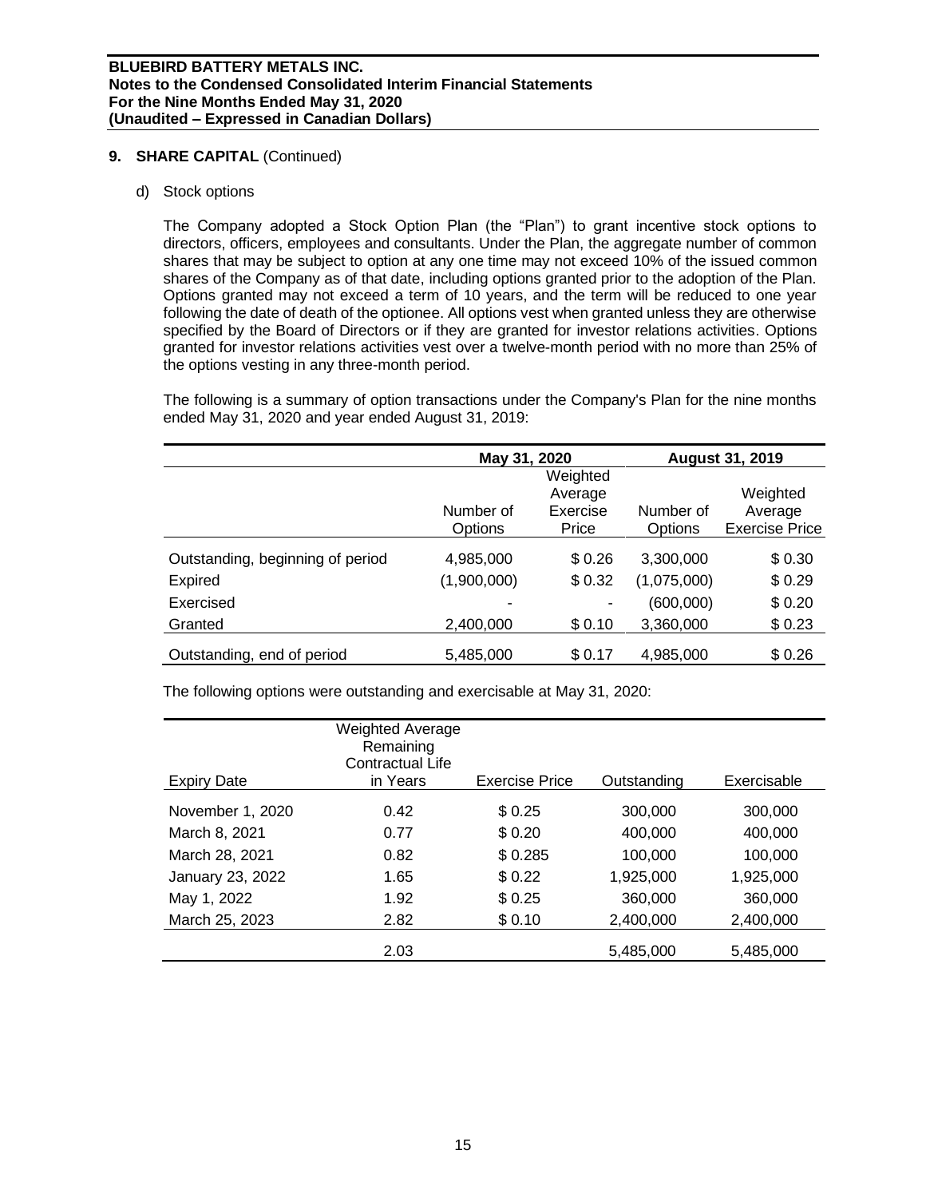## 9. SHARE CAPITAL (Continued)

d) Stock options

The Company adopted a Stock Option Plan (the "Plan") to grant incentive stock options to directors, officers, employees and consultants. Under the Plan, the aggregate number of common shares that may be subject to option at any one time may not exceed 10% of the issued common shares of the Company as of that date, including options granted prior to the adoption of the Plan. Options granted may not exceed a term of 10 years, and the term will be reduced to one year following the date of death of the optionee. All options vest when granted unless they are otherwise specified by the Board of Directors or if they are granted for investor relations activities. Options granted for investor relations activities vest over a twelve-month period with no more than 25% of the options vesting in any three-month period.

The following is a summary of option transactions under the Company's Plan for the nine months ended May 31, 2020 and year ended August 31, 2019:

| | May 31, 2020 | | August 31, 2019 | |
|---|---|---|---|---|
| | Number of Options | Weighted Average Exercise Price | Number of Options | Weighted Average Exercise Price |
| Outstanding, beginning of period | 4,985,000 | $ 0.26 | 3,300,000 | $ 0.30 |
| Expired | (1,900,000) | $ 0.32 | (1,075,000) | $ 0.29 |
| Exercised | - | - | (600,000) | $ 0.20 |
| Granted | 2,400,000 | $ 0.10 | 3,360,000 | $ 0.23 |
| Outstanding, end of period | 5,485,000 | $ 0.17 | 4,985,000 | $ 0.26 |

The following options were outstanding and exercisable at May 31, 2020:

| Expiry Date | Weighted Average Remaining Contractual Life in Years | Exercise Price | Outstanding | Exercisable |
|---|---|---|---|---|
| November 1, 2020 | 0.42 | $ 0.25 | 300,000 | 300,000 |
| March 8, 2021 | 0.77 | $ 0.20 | 400,000 | 400,000 |
| March 28, 2021 | 0.82 | $ 0.285 | 100,000 | 100,000 |
| January 23, 2022 | 1.65 | $ 0.22 | 1,925,000 | 1,925,000 |
| May 1, 2022 | 1.92 | $ 0.25 | 360,000 | 360,000 |
| March 25, 2023 | 2.82 | $ 0.10 | 2,400,000 | 2,400,000 |
| | 2.03 | | 5,485,000 | 5,485,000 |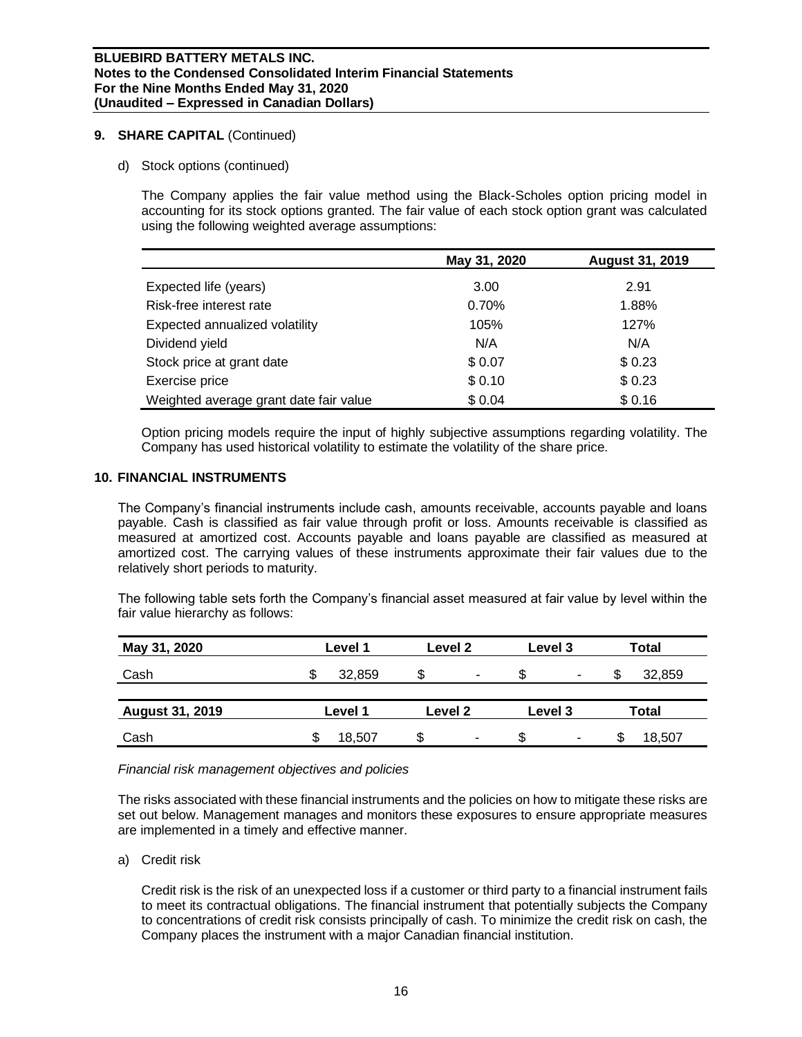## 9. SHARE CAPITAL (Continued)

d) Stock options (continued)

The Company applies the fair value method using the Black-Scholes option pricing model in accounting for its stock options granted. The fair value of each stock option grant was calculated using the following weighted average assumptions:

| | May 31, 2020 | August 31, 2019 |
|---|---|---|
| Expected life (years) | 3.00 | 2.91 |
| Risk-free interest rate | 0.70% | 1.88% |
| Expected annualized volatility | 105% | 127% |
| Dividend yield | N/A | N/A |
| Stock price at grant date | $ 0.07 | $ 0.23 |
| Exercise price | $ 0.10 | $ 0.23 |
| Weighted average grant date fair value | $ 0.04 | $ 0.16 |

Option pricing models require the input of highly subjective assumptions regarding volatility. The Company has used historical volatility to estimate the volatility of the share price.

## 10. FINANCIAL INSTRUMENTS

The Company's financial instruments include cash, amounts receivable, accounts payable and loans payable. Cash is classified as fair value through profit or loss. Amounts receivable is classified as measured at amortized cost. Accounts payable and loans payable are classified as measured at amortized cost. The carrying values of these instruments approximate their fair values due to the relatively short periods to maturity.

The following table sets forth the Company's financial asset measured at fair value by level within the fair value hierarchy as follows:

| May 31, 2020 | Level 1 | Level 2 | Level 3 | Total |
|---|---|---|---|---|
| Cash | $ 32,859 | $ - | $ - | $ 32,859 |

| August 31, 2019 | Level 1 | Level 2 | Level 3 | Total |
|---|---|---|---|---|
| Cash | $ 18,507 | $ - | $ - | $ 18,507 |

*Financial risk management objectives and policies*

The risks associated with these financial instruments and the policies on how to mitigate these risks are set out below. Management manages and monitors these exposures to ensure appropriate measures are implemented in a timely and effective manner.

a) Credit risk

Credit risk is the risk of an unexpected loss if a customer or third party to a financial instrument fails to meet its contractual obligations. The financial instrument that potentially subjects the Company to concentrations of credit risk consists principally of cash. To minimize the credit risk on cash, the Company places the instrument with a major Canadian financial institution.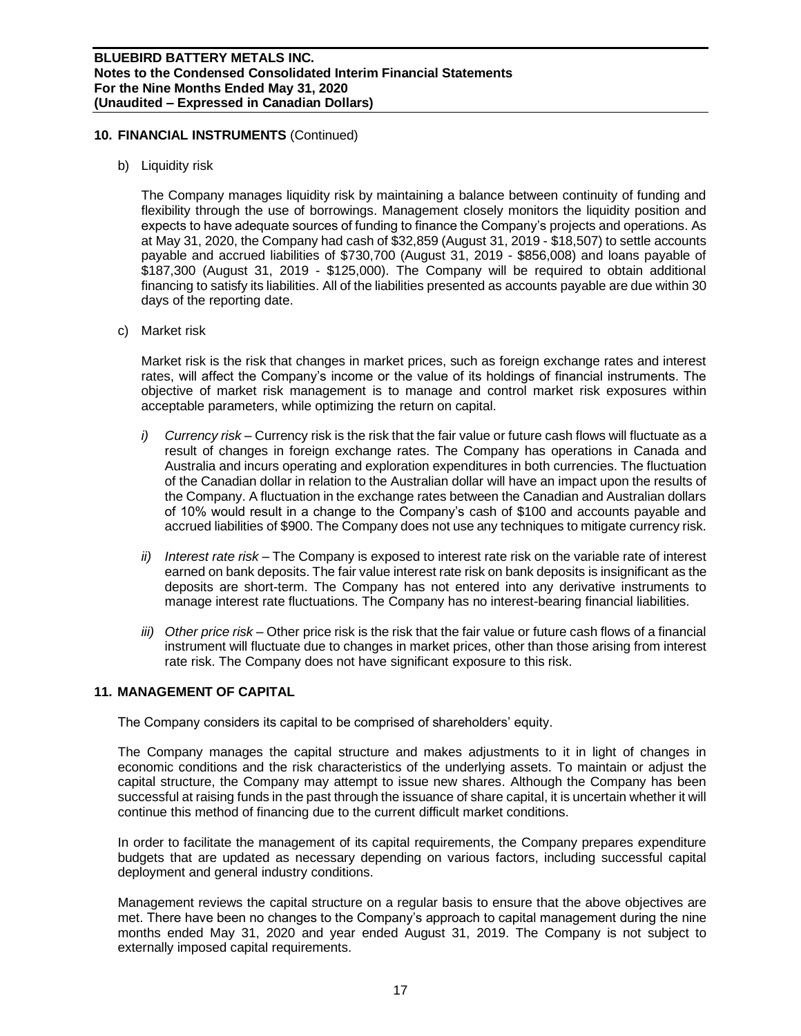## 10. FINANCIAL INSTRUMENTS (Continued)

b) Liquidity risk

The Company manages liquidity risk by maintaining a balance between continuity of funding and flexibility through the use of borrowings. Management closely monitors the liquidity position and expects to have adequate sources of funding to finance the Company's projects and operations. As at May 31, 2020, the Company had cash of $32,859 (August 31, 2019 - $18,507) to settle accounts payable and accrued liabilities of $730,700 (August 31, 2019 - $856,008) and loans payable of $187,300 (August 31, 2019 - $125,000). The Company will be required to obtain additional financing to satisfy its liabilities. All of the liabilities presented as accounts payable are due within 30 days of the reporting date.

c) Market risk

Market risk is the risk that changes in market prices, such as foreign exchange rates and interest rates, will affect the Company's income or the value of its holdings of financial instruments. The objective of market risk management is to manage and control market risk exposures within acceptable parameters, while optimizing the return on capital.

*i) Currency risk* – Currency risk is the risk that the fair value or future cash flows will fluctuate as a result of changes in foreign exchange rates. The Company has operations in Canada and Australia and incurs operating and exploration expenditures in both currencies. The fluctuation of the Canadian dollar in relation to the Australian dollar will have an impact upon the results of the Company. A fluctuation in the exchange rates between the Canadian and Australian dollars of 10% would result in a change to the Company's cash of $100 and accounts payable and accrued liabilities of $900. The Company does not use any techniques to mitigate currency risk.

*ii) Interest rate risk* – The Company is exposed to interest rate risk on the variable rate of interest earned on bank deposits. The fair value interest rate risk on bank deposits is insignificant as the deposits are short-term. The Company has not entered into any derivative instruments to manage interest rate fluctuations. The Company has no interest-bearing financial liabilities.

*iii) Other price risk* – Other price risk is the risk that the fair value or future cash flows of a financial instrument will fluctuate due to changes in market prices, other than those arising from interest rate risk. The Company does not have significant exposure to this risk.

## 11. MANAGEMENT OF CAPITAL

The Company considers its capital to be comprised of shareholders' equity.

The Company manages the capital structure and makes adjustments to it in light of changes in economic conditions and the risk characteristics of the underlying assets. To maintain or adjust the capital structure, the Company may attempt to issue new shares. Although the Company has been successful at raising funds in the past through the issuance of share capital, it is uncertain whether it will continue this method of financing due to the current difficult market conditions.

In order to facilitate the management of its capital requirements, the Company prepares expenditure budgets that are updated as necessary depending on various factors, including successful capital deployment and general industry conditions.

Management reviews the capital structure on a regular basis to ensure that the above objectives are met. There have been no changes to the Company's approach to capital management during the nine months ended May 31, 2020 and year ended August 31, 2019. The Company is not subject to externally imposed capital requirements.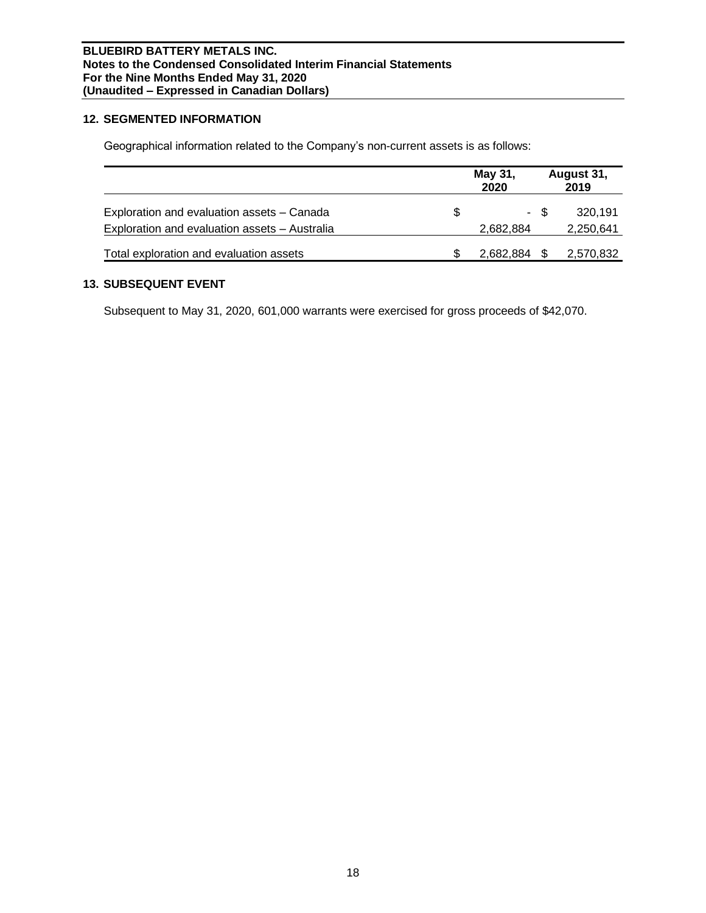## 12. SEGMENTED INFORMATION

Geographical information related to the Company's non-current assets is as follows:

| | May 31, 2020 | August 31, 2019 |
|---|---|---|
| Exploration and evaluation assets – Canada | $ - | $ 320,191 |
| Exploration and evaluation assets – Australia | 2,682,884 | 2,250,641 |
| Total exploration and evaluation assets | $ 2,682,884 | $ 2,570,832 |

## 13. SUBSEQUENT EVENT

Subsequent to May 31, 2020, 601,000 warrants were exercised for gross proceeds of $42,070.